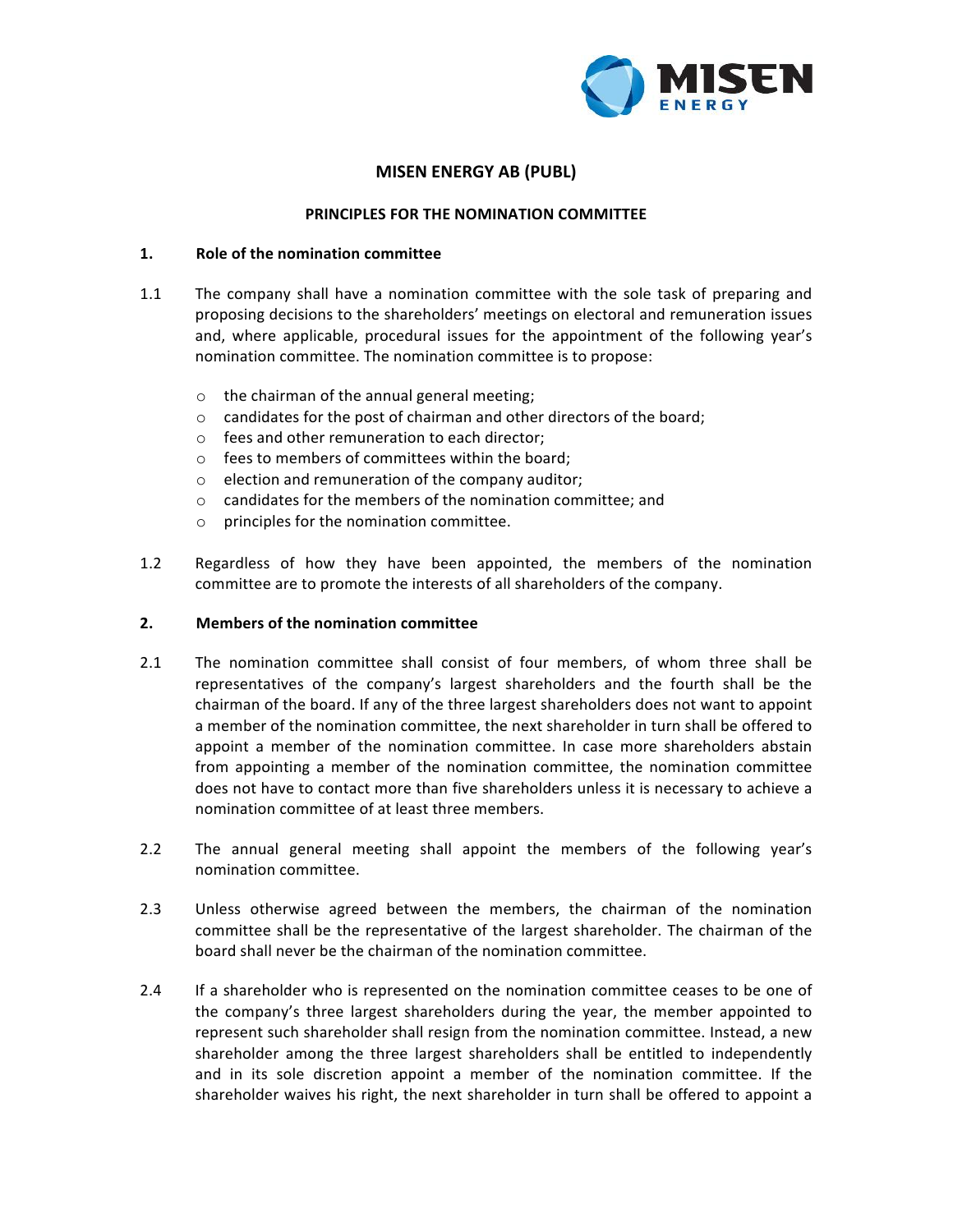# MISEN ENERGY AB (PUBL)

## PRINCIPLES FOR THE NOMINATION COMMITTEE

### 1. Role of the nomination committee

1.1 The company shall have a nomination committee with the sole task of preparing and proposing decisions to the shareholders' meetings on electoral and remuneration issues and, where applicable, procedural issues for the appointment of the following year's nomination committee. The nomination committee is to propose:

- the chairman of the annual general meeting;
- candidates for the post of chairman and other directors of the board;
- fees and other remuneration to each director;
- fees to members of committees within the board;
- election and remuneration of the company auditor;
- candidates for the members of the nomination committee; and
- principles for the nomination committee.

1.2 Regardless of how they have been appointed, the members of the nomination committee are to promote the interests of all shareholders of the company.

### 2. Members of the nomination committee

2.1 The nomination committee shall consist of four members, of whom three shall be representatives of the company's largest shareholders and the fourth shall be the chairman of the board. If any of the three largest shareholders does not want to appoint a member of the nomination committee, the next shareholder in turn shall be offered to appoint a member of the nomination committee. In case more shareholders abstain from appointing a member of the nomination committee, the nomination committee does not have to contact more than five shareholders unless it is necessary to achieve a nomination committee of at least three members.

2.2 The annual general meeting shall appoint the members of the following year's nomination committee.

2.3 Unless otherwise agreed between the members, the chairman of the nomination committee shall be the representative of the largest shareholder. The chairman of the board shall never be the chairman of the nomination committee.

2.4 If a shareholder who is represented on the nomination committee ceases to be one of the company's three largest shareholders during the year, the member appointed to represent such shareholder shall resign from the nomination committee. Instead, a new shareholder among the three largest shareholders shall be entitled to independently and in its sole discretion appoint a member of the nomination committee. If the shareholder waives his right, the next shareholder in turn shall be offered to appoint a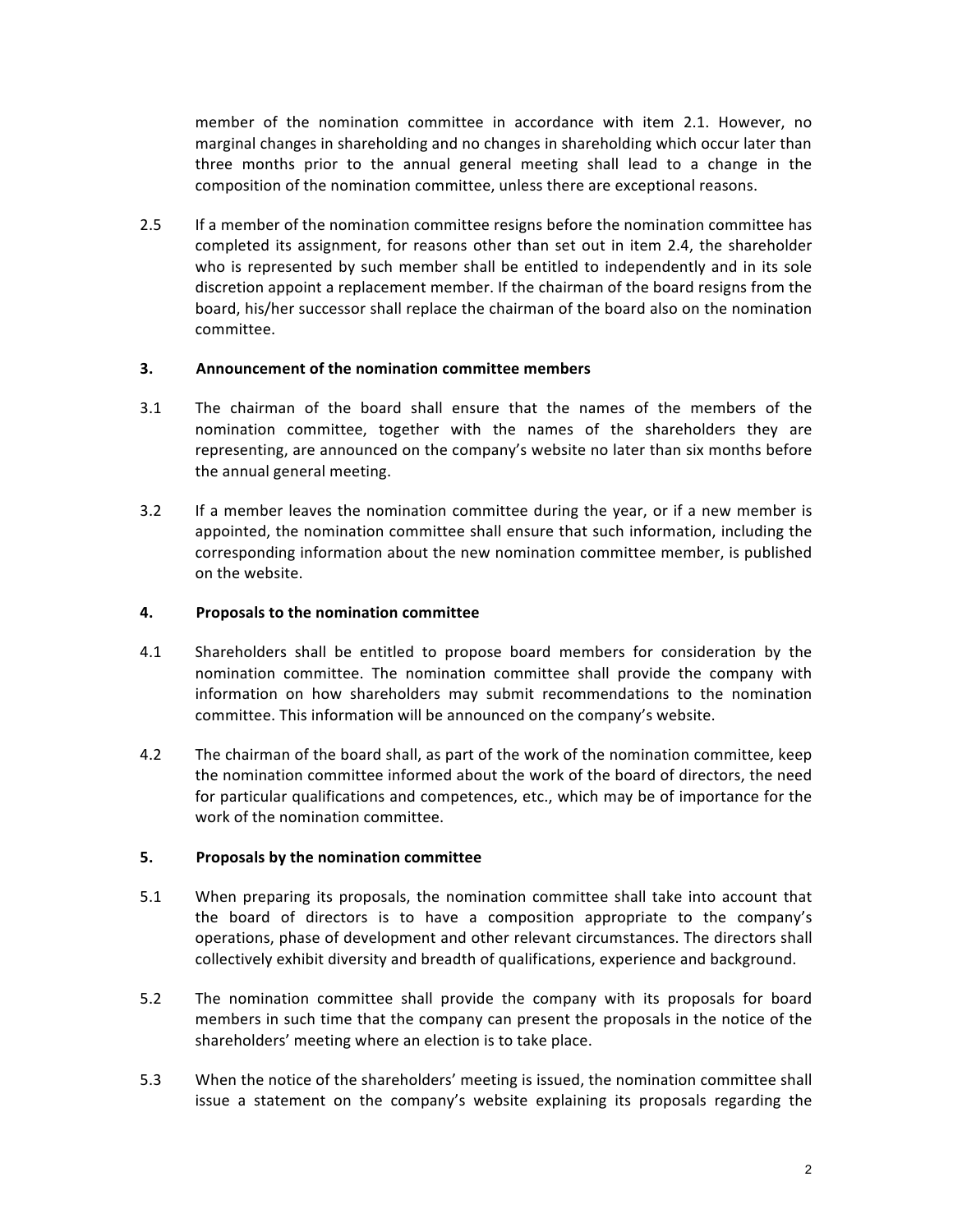member of the nomination committee in accordance with item 2.1. However, no marginal changes in shareholding and no changes in shareholding which occur later than three months prior to the annual general meeting shall lead to a change in the composition of the nomination committee, unless there are exceptional reasons.

2.5 If a member of the nomination committee resigns before the nomination committee has completed its assignment, for reasons other than set out in item 2.4, the shareholder who is represented by such member shall be entitled to independently and in its sole discretion appoint a replacement member. If the chairman of the board resigns from the board, his/her successor shall replace the chairman of the board also on the nomination committee.

## 3. Announcement of the nomination committee members

3.1 The chairman of the board shall ensure that the names of the members of the nomination committee, together with the names of the shareholders they are representing, are announced on the company's website no later than six months before the annual general meeting.

3.2 If a member leaves the nomination committee during the year, or if a new member is appointed, the nomination committee shall ensure that such information, including the corresponding information about the new nomination committee member, is published on the website.

## 4. Proposals to the nomination committee

4.1 Shareholders shall be entitled to propose board members for consideration by the nomination committee. The nomination committee shall provide the company with information on how shareholders may submit recommendations to the nomination committee. This information will be announced on the company's website.

4.2 The chairman of the board shall, as part of the work of the nomination committee, keep the nomination committee informed about the work of the board of directors, the need for particular qualifications and competences, etc., which may be of importance for the work of the nomination committee.

## 5. Proposals by the nomination committee

5.1 When preparing its proposals, the nomination committee shall take into account that the board of directors is to have a composition appropriate to the company's operations, phase of development and other relevant circumstances. The directors shall collectively exhibit diversity and breadth of qualifications, experience and background.

5.2 The nomination committee shall provide the company with its proposals for board members in such time that the company can present the proposals in the notice of the shareholders' meeting where an election is to take place.

5.3 When the notice of the shareholders' meeting is issued, the nomination committee shall issue a statement on the company's website explaining its proposals regarding the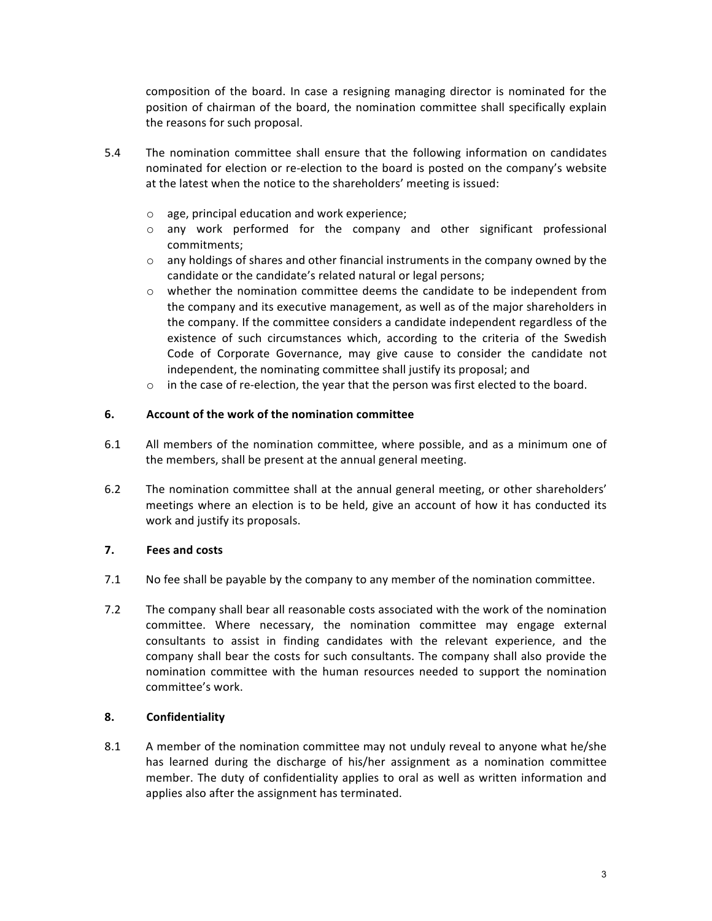composition of the board. In case a resigning managing director is nominated for the position of chairman of the board, the nomination committee shall specifically explain the reasons for such proposal.

5.4 The nomination committee shall ensure that the following information on candidates nominated for election or re-election to the board is posted on the company's website at the latest when the notice to the shareholders' meeting is issued:

- age, principal education and work experience;
- any work performed for the company and other significant professional commitments;
- any holdings of shares and other financial instruments in the company owned by the candidate or the candidate's related natural or legal persons;
- whether the nomination committee deems the candidate to be independent from the company and its executive management, as well as of the major shareholders in the company. If the committee considers a candidate independent regardless of the existence of such circumstances which, according to the criteria of the Swedish Code of Corporate Governance, may give cause to consider the candidate not independent, the nominating committee shall justify its proposal; and
- in the case of re-election, the year that the person was first elected to the board.

## 6. Account of the work of the nomination committee

6.1 All members of the nomination committee, where possible, and as a minimum one of the members, shall be present at the annual general meeting.

6.2 The nomination committee shall at the annual general meeting, or other shareholders' meetings where an election is to be held, give an account of how it has conducted its work and justify its proposals.

## 7. Fees and costs

7.1 No fee shall be payable by the company to any member of the nomination committee.

7.2 The company shall bear all reasonable costs associated with the work of the nomination committee. Where necessary, the nomination committee may engage external consultants to assist in finding candidates with the relevant experience, and the company shall bear the costs for such consultants. The company shall also provide the nomination committee with the human resources needed to support the nomination committee's work.

## 8. Confidentiality

8.1 A member of the nomination committee may not unduly reveal to anyone what he/she has learned during the discharge of his/her assignment as a nomination committee member. The duty of confidentiality applies to oral as well as written information and applies also after the assignment has terminated.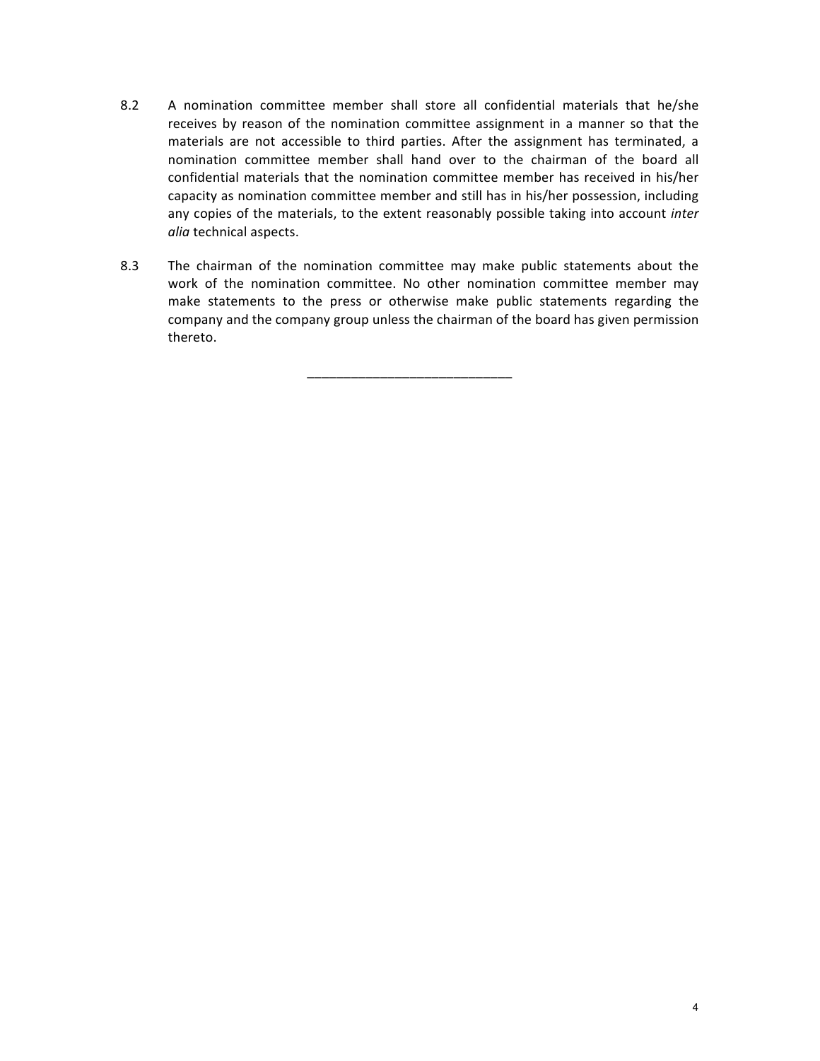8.2 A nomination committee member shall store all confidential materials that he/she receives by reason of the nomination committee assignment in a manner so that the materials are not accessible to third parties. After the assignment has terminated, a nomination committee member shall hand over to the chairman of the board all confidential materials that the nomination committee member has received in his/her capacity as nomination committee member and still has in his/her possession, including any copies of the materials, to the extent reasonably possible taking into account *inter alia* technical aspects.

8.3 The chairman of the nomination committee may make public statements about the work of the nomination committee. No other nomination committee member may make statements to the press or otherwise make public statements regarding the company and the company group unless the chairman of the board has given permission thereto.

---